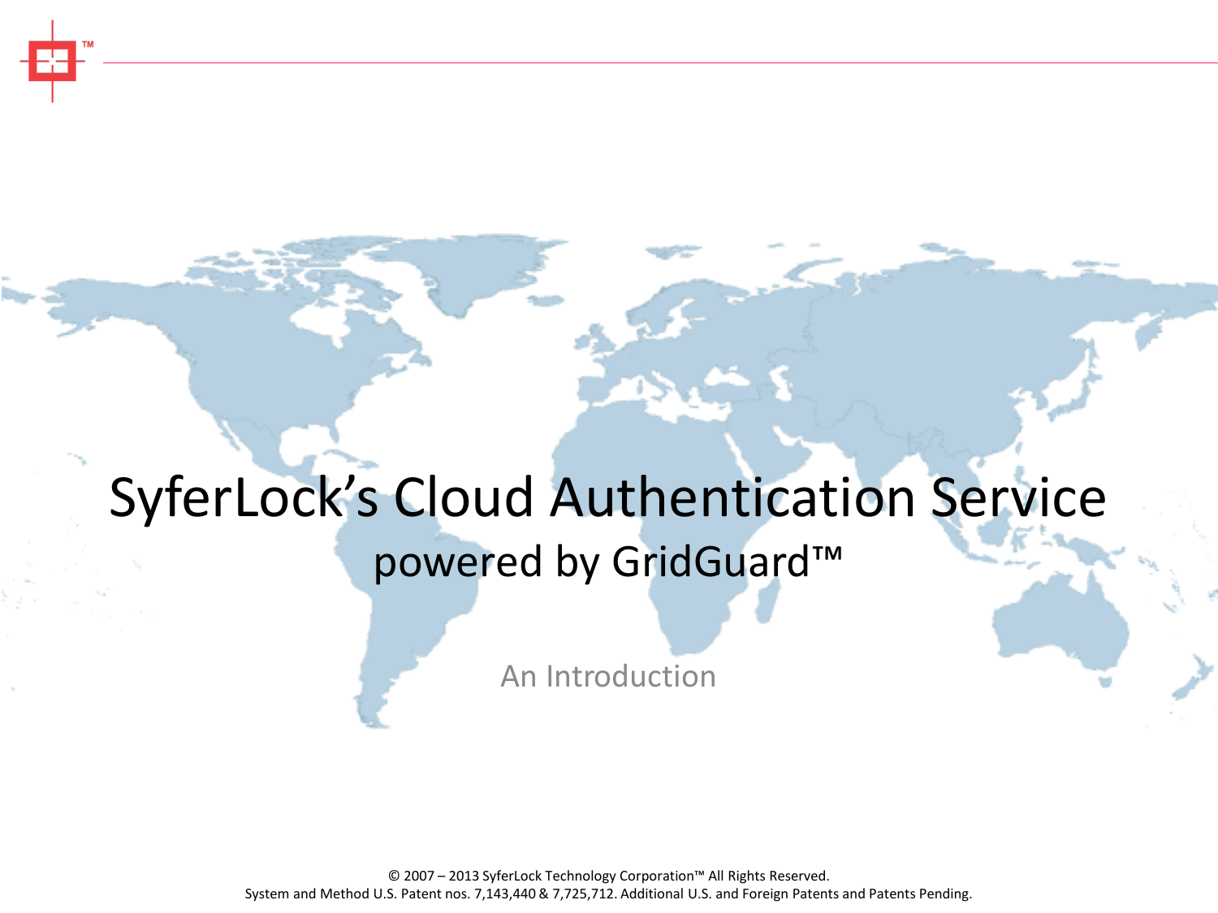# SyferLock's Cloud Authentication Service

## powered by GridGuard™

An Introduction

© 2007 – 2013 SyferLock Technology Corporation™ All Rights Reserved.
System and Method U.S. Patent nos. 7,143,440 & 7,725,712. Additional U.S. and Foreign Patents and Patents Pending.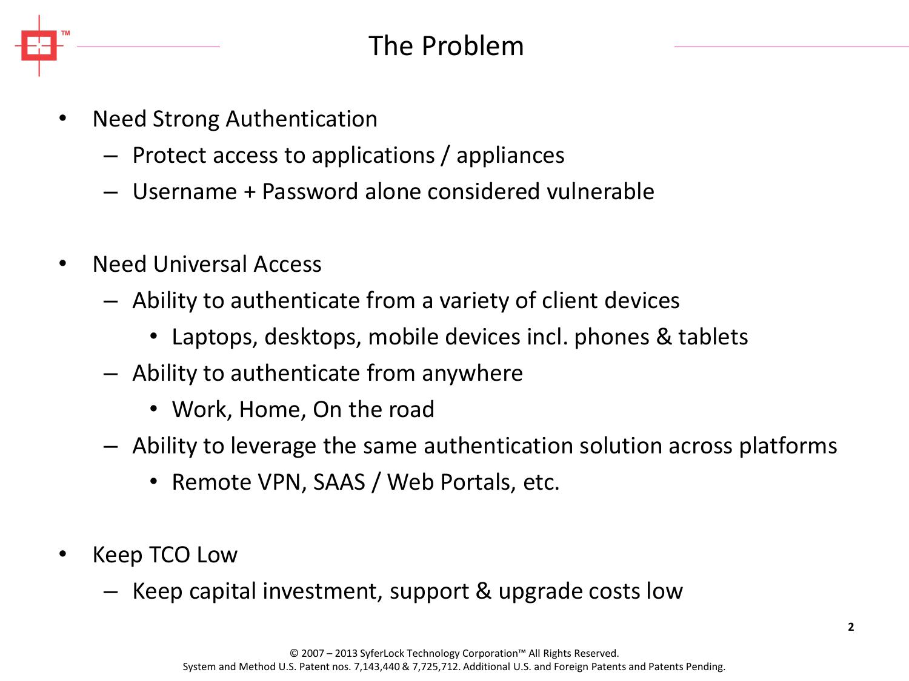# The Problem

- Need Strong Authentication
  - Protect access to applications / appliances
  - Username + Password alone considered vulnerable

- Need Universal Access
  - Ability to authenticate from a variety of client devices
    - Laptops, desktops, mobile devices incl. phones & tablets
  - Ability to authenticate from anywhere
    - Work, Home, On the road
  - Ability to leverage the same authentication solution across platforms
    - Remote VPN, SAAS / Web Portals, etc.

- Keep TCO Low
  - Keep capital investment, support & upgrade costs low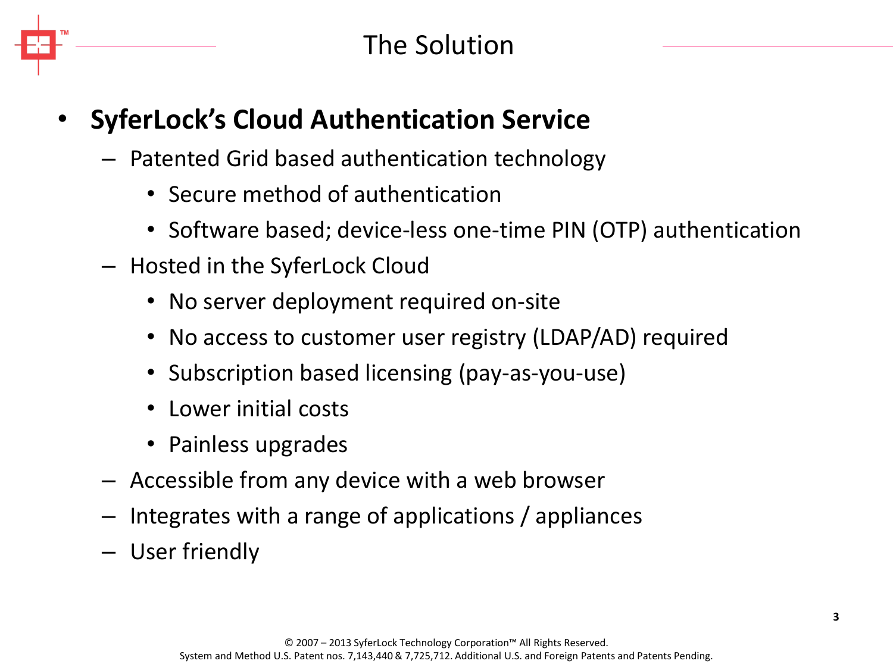# The Solution

- **SyferLock's Cloud Authentication Service**
  - Patented Grid based authentication technology
    - Secure method of authentication
    - Software based; device-less one-time PIN (OTP) authentication
  - Hosted in the SyferLock Cloud
    - No server deployment required on-site
    - No access to customer user registry (LDAP/AD) required
    - Subscription based licensing (pay-as-you-use)
    - Lower initial costs
    - Painless upgrades
  - Accessible from any device with a web browser
  - Integrates with a range of applications / appliances
  - User friendly

© 2007 – 2013 SyferLock Technology Corporation™ All Rights Reserved.
System and Method U.S. Patent nos. 7,143,440 & 7,725,712. Additional U.S. and Foreign Patents and Patents Pending.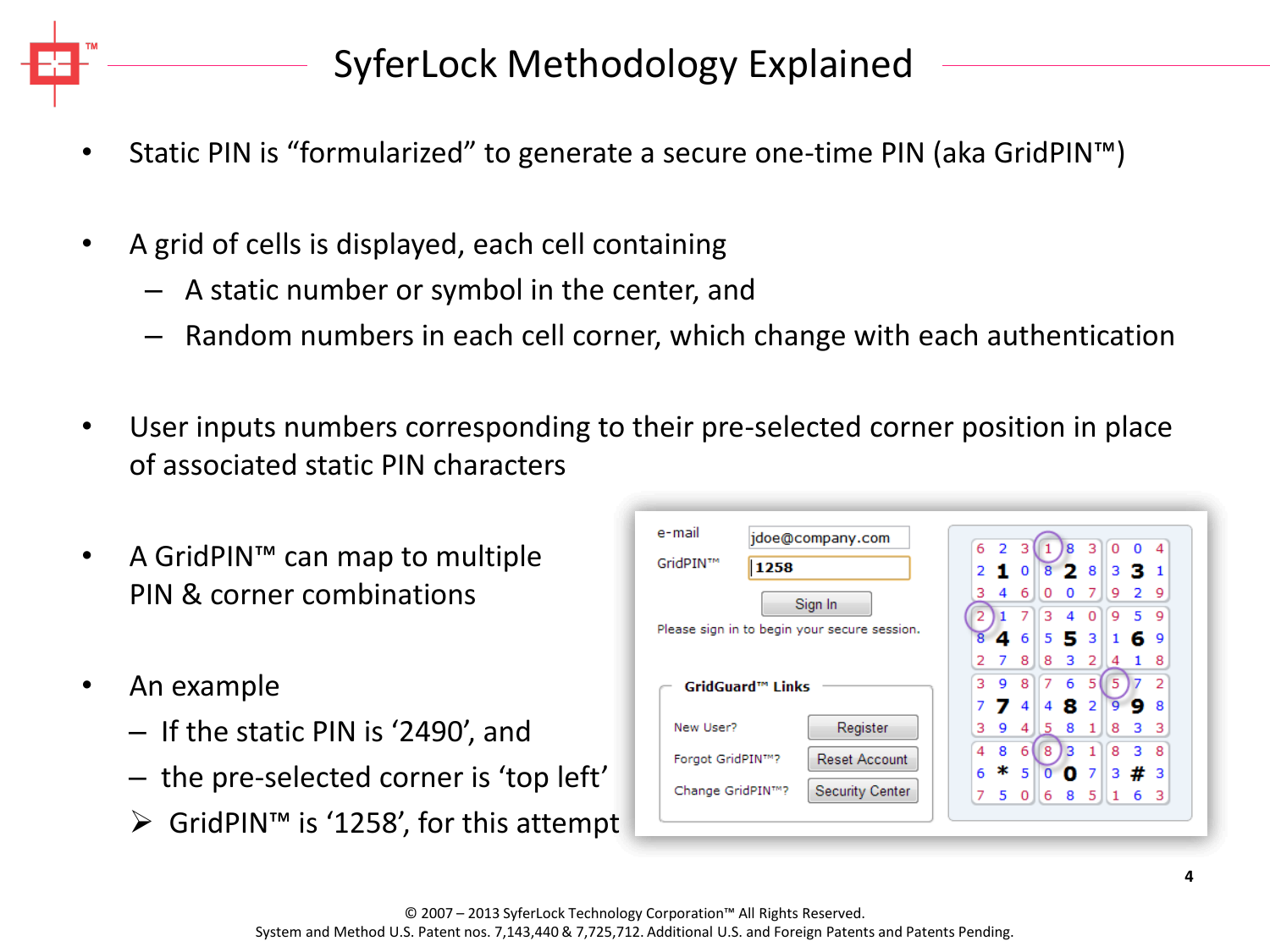# SyferLock Methodology Explained

- Static PIN is "formularized" to generate a secure one-time PIN (aka GridPIN™)
- A grid of cells is displayed, each cell containing
  - A static number or symbol in the center, and
  - Random numbers in each cell corner, which change with each authentication
- User inputs numbers corresponding to their pre-selected corner position in place of associated static PIN characters
- A GridPIN™ can map to multiple PIN & corner combinations
- An example
  - If the static PIN is '2490', and
  - the pre-selected corner is 'top left'
  - ➢ GridPIN™ is '1258', for this attempt

e-mail: jdoe@company.com

GridPIN™: 1258

Sign In

Please sign in to begin your secure session.

**GridGuard™ Links**

| | |
|---|---|
| New User? | Register |
| Forgot GridPIN™? | Reset Account |
| Change GridPIN™? | Security Center |

| | | |
|---|---|---|
| 6 2 3<br>2 **1** 0<br>3 4 6 | 1 8 3<br>8 **2** 8<br>0 0 7 | 0 0 4<br>3 **3** 1<br>9 2 9 |
| 2 1 7<br>8 **4** 6<br>2 7 8 | 3 4 0<br>5 **5** 3<br>8 3 2 | 9 5 9<br>1 **6** 9<br>4 1 8 |
| 3 9 8<br>7 **7** 4<br>3 9 4 | 7 6 5<br>4 **8** 2<br>5 8 1 | 5 7 2<br>9 **9** 8<br>8 3 3 |
| 4 8 6<br>6 **\*** 5<br>7 5 0 | 8 3 1<br>0 **0** 7<br>6 8 5 | 8 3 8<br>3 **#** 3<br>1 6 3 |

© 2007 – 2013 SyferLock Technology Corporation™ All Rights Reserved.
System and Method U.S. Patent nos. 7,143,440 & 7,725,712. Additional U.S. and Foreign Patents and Patents Pending.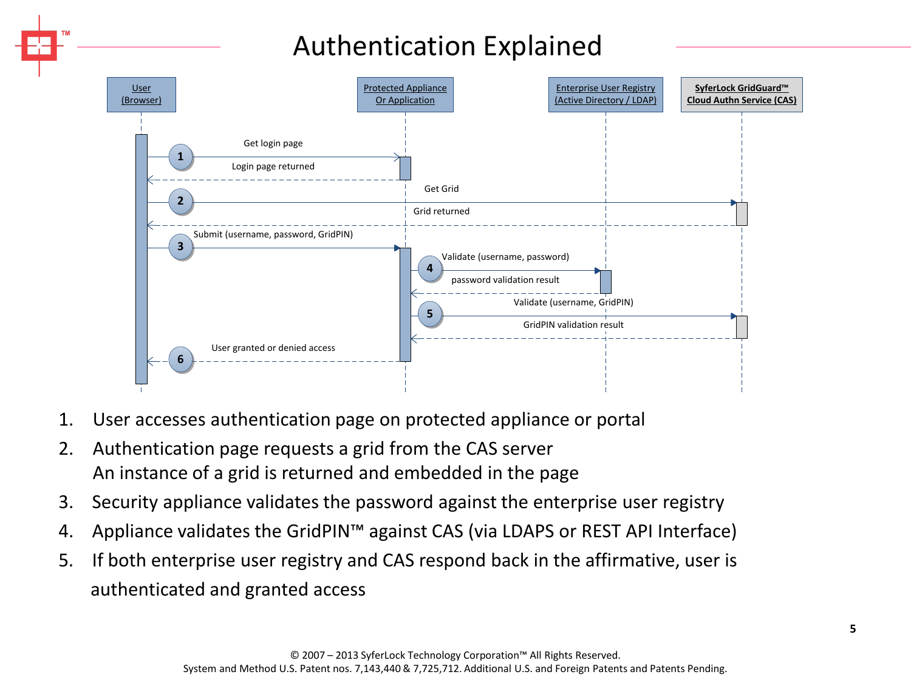# Authentication Explained

| User (Browser) | | Protected Appliance Or Application | | Enterprise User Registry (Active Directory / LDAP) | | SyferLock GridGuard™ Cloud Authn Service (CAS) |
|---|---|---|---|---|---|---|

1. Get login page / Login page returned
2. Get Grid / Grid returned
3. Submit (username, password, GridPIN)
4. Validate (username, password) / password validation result
5. Validate (username, GridPIN) / GridPIN validation result
6. User granted or denied access

1. User accesses authentication page on protected appliance or portal
2. Authentication page requests a grid from the CAS server
   An instance of a grid is returned and embedded in the page
3. Security appliance validates the password against the enterprise user registry
4. Appliance validates the GridPIN™ against CAS (via LDAPS or REST API Interface)
5. If both enterprise user registry and CAS respond back in the affirmative, user is authenticated and granted access

© 2007 – 2013 SyferLock Technology Corporation™ All Rights Reserved.
System and Method U.S. Patent nos. 7,143,440 & 7,725,712. Additional U.S. and Foreign Patents and Patents Pending.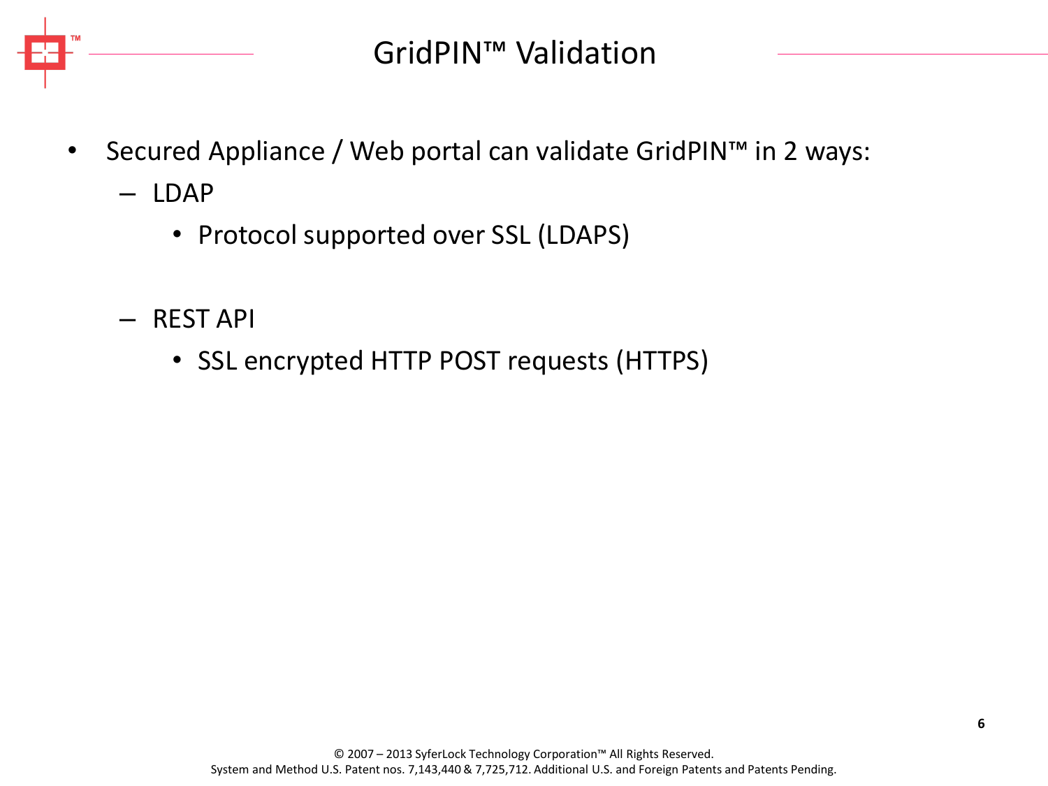# GridPIN™ Validation

- Secured Appliance / Web portal can validate GridPIN™ in 2 ways:
  - LDAP
    - Protocol supported over SSL (LDAPS)
  - REST API
    - SSL encrypted HTTP POST requests (HTTPS)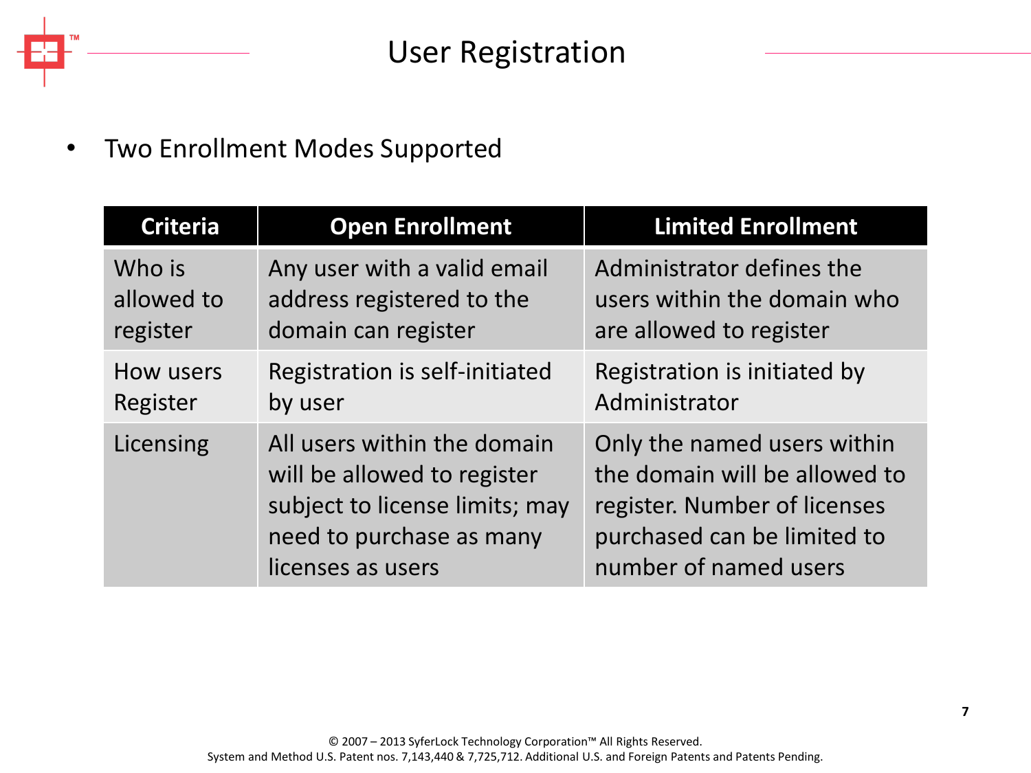# User Registration

- Two Enrollment Modes Supported

| Criteria | Open Enrollment | Limited Enrollment |
|---|---|---|
| Who is allowed to register | Any user with a valid email address registered to the domain can register | Administrator defines the users within the domain who are allowed to register |
| How users Register | Registration is self-initiated by user | Registration is initiated by Administrator |
| Licensing | All users within the domain will be allowed to register subject to license limits; may need to purchase as many licenses as users | Only the named users within the domain will be allowed to register. Number of licenses purchased can be limited to number of named users |

© 2007 – 2013 SyferLock Technology Corporation™ All Rights Reserved.
System and Method U.S. Patent nos. 7,143,440 & 7,725,712. Additional U.S. and Foreign Patents and Patents Pending.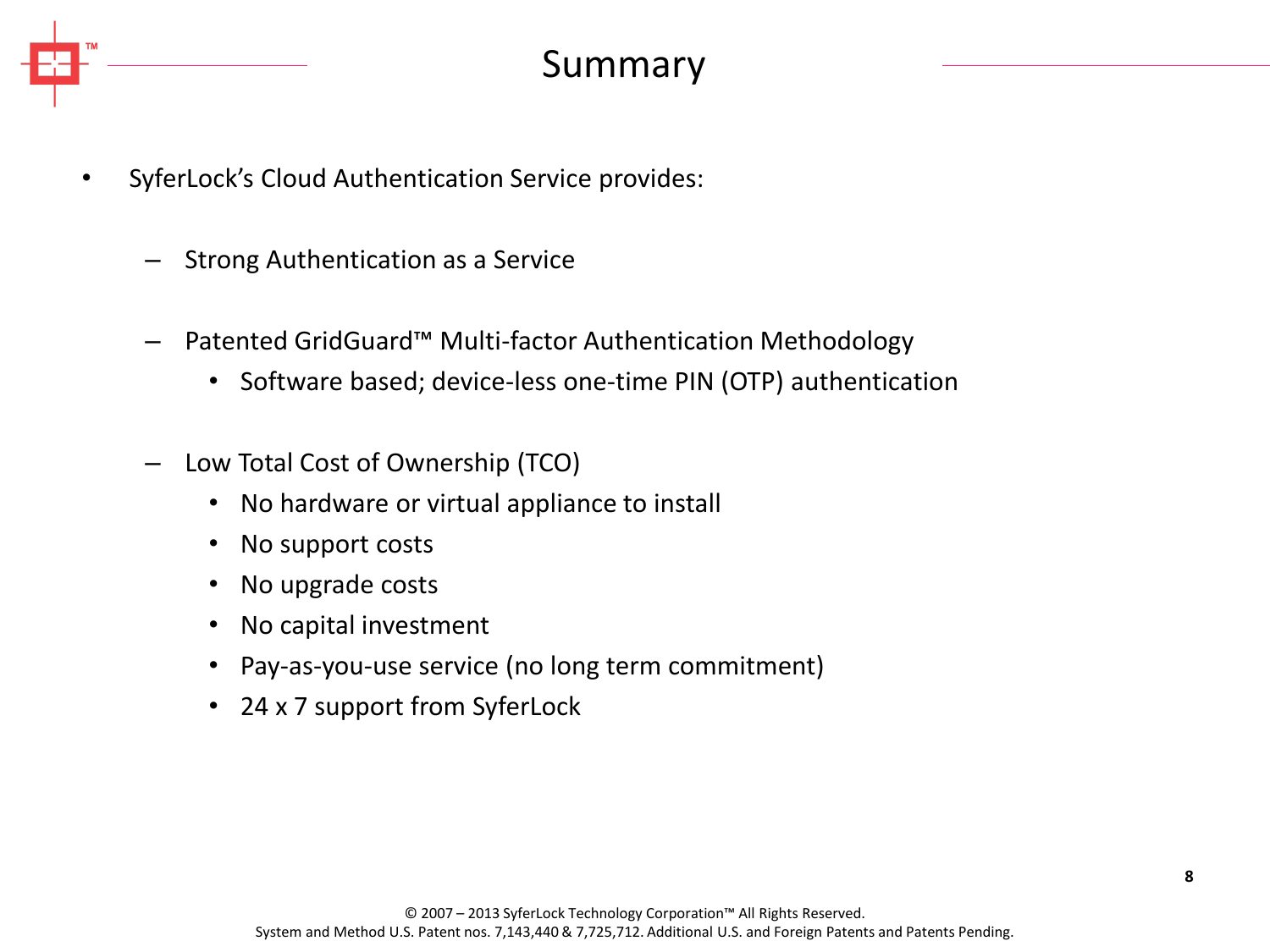# Summary

- SyferLock's Cloud Authentication Service provides:
  - Strong Authentication as a Service
  - Patented GridGuard™ Multi-factor Authentication Methodology
    - Software based; device-less one-time PIN (OTP) authentication
  - Low Total Cost of Ownership (TCO)
    - No hardware or virtual appliance to install
    - No support costs
    - No upgrade costs
    - No capital investment
    - Pay-as-you-use service (no long term commitment)
    - 24 x 7 support from SyferLock

© 2007 – 2013 SyferLock Technology Corporation™ All Rights Reserved.
System and Method U.S. Patent nos. 7,143,440 & 7,725,712. Additional U.S. and Foreign Patents and Patents Pending.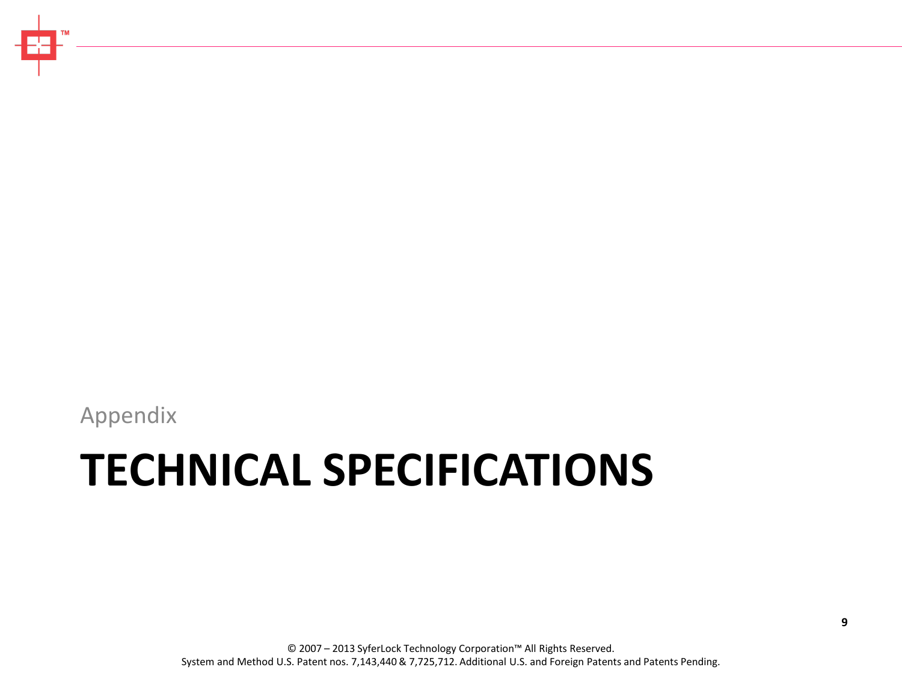Appendix

# TECHNICAL SPECIFICATIONS

© 2007 – 2013 SyferLock Technology Corporation™ All Rights Reserved.
System and Method U.S. Patent nos. 7,143,440 & 7,725,712. Additional U.S. and Foreign Patents and Patents Pending.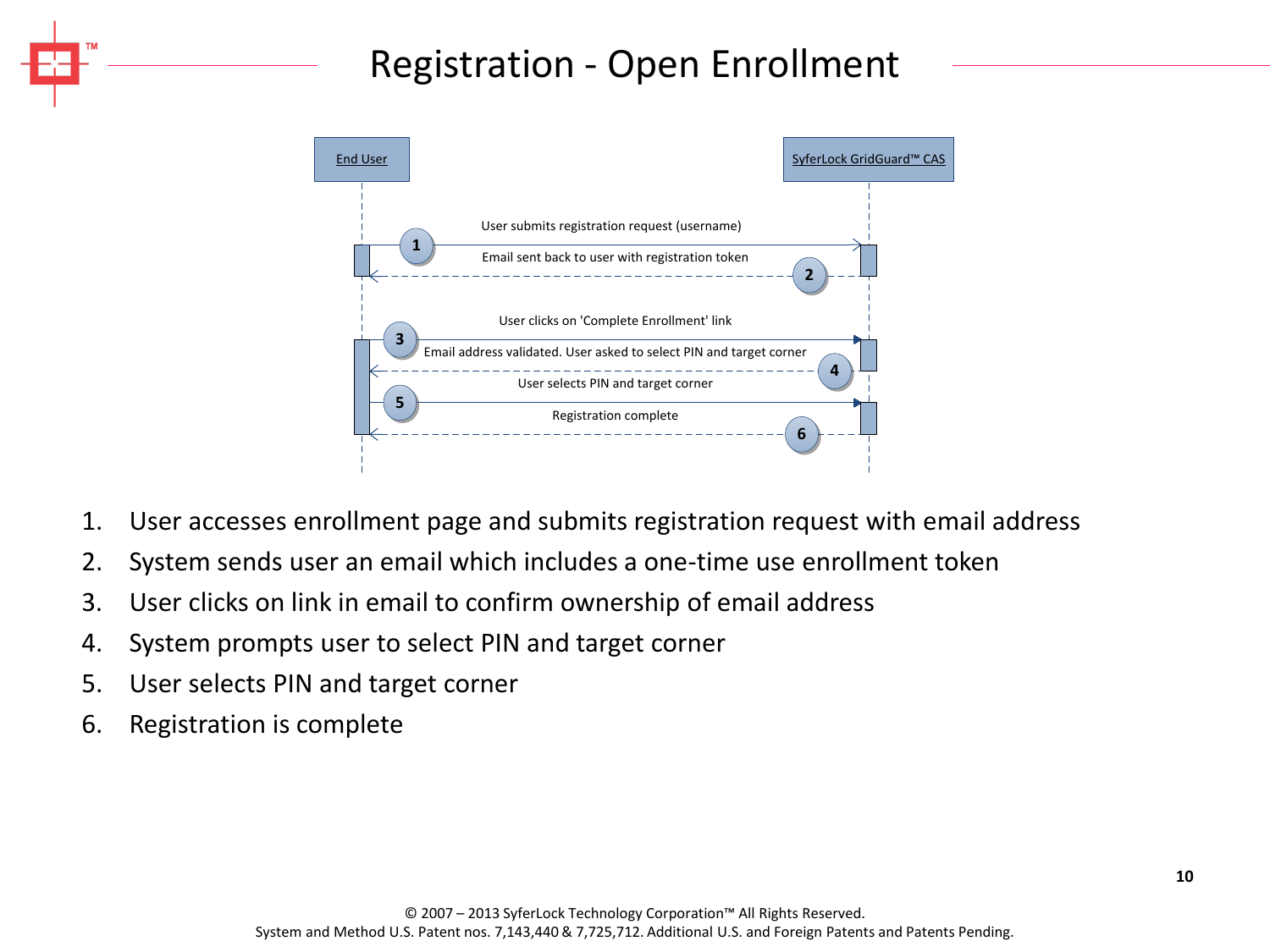# Registration - Open Enrollment

End User | SyferLock GridGuard™ CAS

1. User submits registration request (username)
2. Email sent back to user with registration token
3. User clicks on 'Complete Enrollment' link
4. Email address validated. User asked to select PIN and target corner
5. User selects PIN and target corner
6. Registration complete

1. User accesses enrollment page and submits registration request with email address
2. System sends user an email which includes a one-time use enrollment token
3. User clicks on link in email to confirm ownership of email address
4. System prompts user to select PIN and target corner
5. User selects PIN and target corner
6. Registration is complete

© 2007 – 2013 SyferLock Technology Corporation™ All Rights Reserved.
System and Method U.S. Patent nos. 7,143,440 & 7,725,712. Additional U.S. and Foreign Patents and Patents Pending.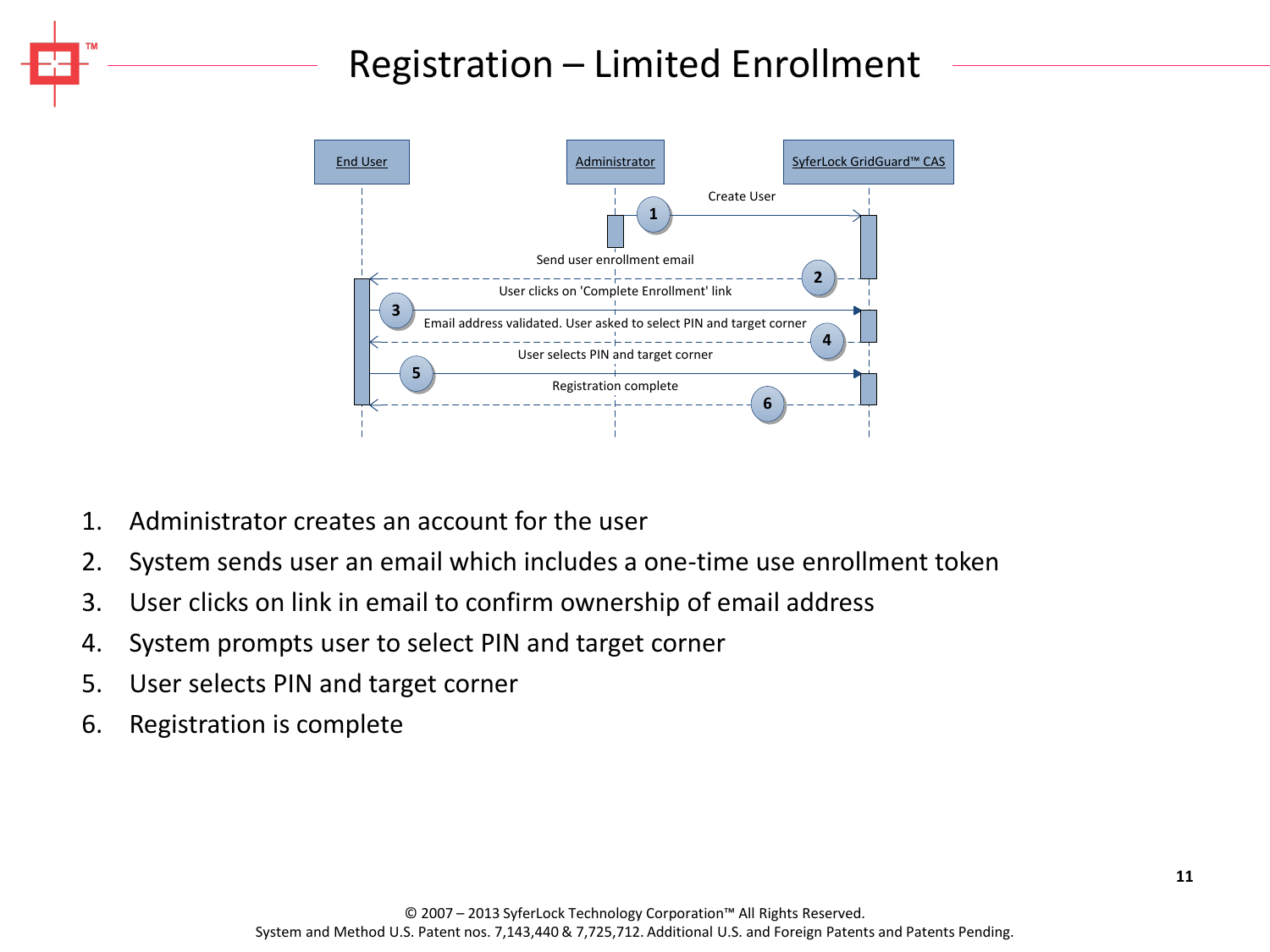# Registration – Limited Enrollment

| Step | From | To | Message |
|---|---|---|---|
| 1 | Administrator | SyferLock GridGuard™ CAS | Create User |
| 2 | SyferLock GridGuard™ CAS | End User | Send user enrollment email |
| 3 | End User | SyferLock GridGuard™ CAS | User clicks on 'Complete Enrollment' link |
| 4 | SyferLock GridGuard™ CAS | End User | Email address validated. User asked to select PIN and target corner |
| 5 | End User | SyferLock GridGuard™ CAS | User selects PIN and target corner |
| 6 | SyferLock GridGuard™ CAS | End User | Registration complete |

1. Administrator creates an account for the user
2. System sends user an email which includes a one-time use enrollment token
3. User clicks on link in email to confirm ownership of email address
4. System prompts user to select PIN and target corner
5. User selects PIN and target corner
6. Registration is complete

© 2007 – 2013 SyferLock Technology Corporation™ All Rights Reserved.
System and Method U.S. Patent nos. 7,143,440 & 7,725,712. Additional U.S. and Foreign Patents and Patents Pending.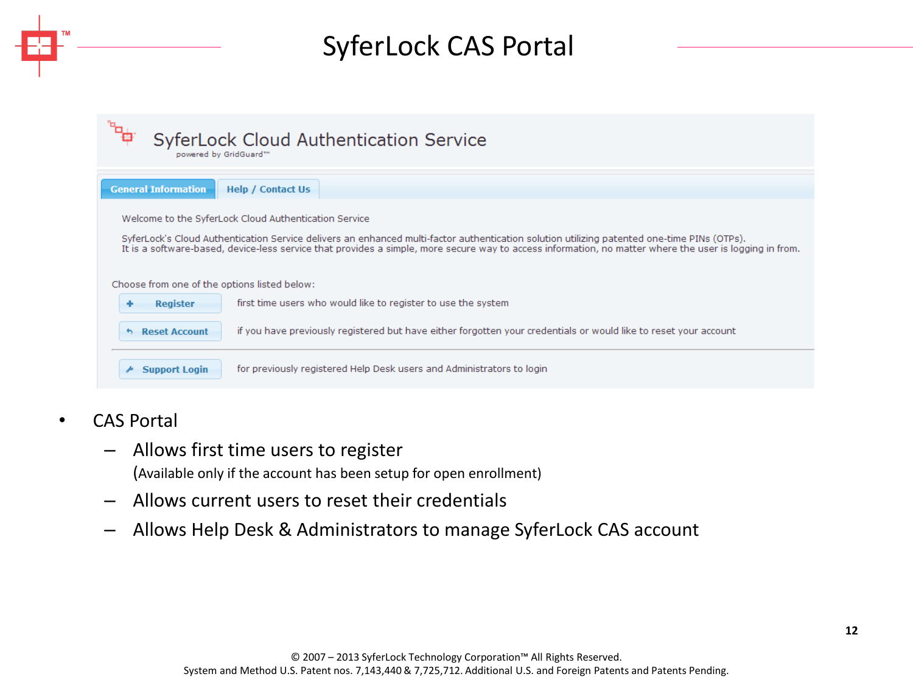# SyferLock CAS Portal

SyferLock Cloud Authentication Service

powered by GridGuard™

General Information | Help / Contact Us

Welcome to the SyferLock Cloud Authentication Service

SyferLock's Cloud Authentication Service delivers an enhanced multi-factor authentication solution utilizing patented one-time PINs (OTPs).
It is a software-based, device-less service that provides a simple, more secure way to access information, no matter where the user is logging in from.

Choose from one of the options listed below:

| | |
|---|---|
| Register | first time users who would like to register to use the system |
| Reset Account | if you have previously registered but have either forgotten your credentials or would like to reset your account |
| Support Login | for previously registered Help Desk users and Administrators to login |

- CAS Portal
  - Allows first time users to register
    (Available only if the account has been setup for open enrollment)
  - Allows current users to reset their credentials
  - Allows Help Desk & Administrators to manage SyferLock CAS account

© 2007 – 2013 SyferLock Technology Corporation™ All Rights Reserved.
System and Method U.S. Patent nos. 7,143,440 & 7,725,712. Additional U.S. and Foreign Patents and Patents Pending.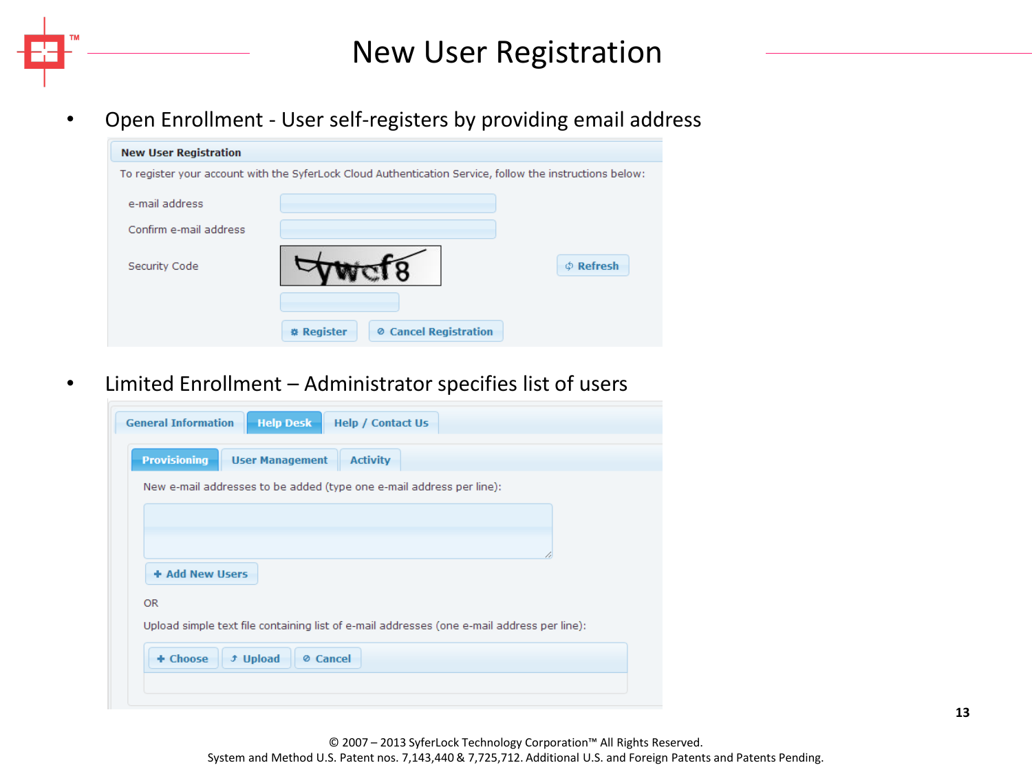# New User Registration

- Open Enrollment - User self-registers by providing email address

**New User Registration**

To register your account with the SyferLock Cloud Authentication Service, follow the instructions below:

e-mail address

Confirm e-mail address

Security Code

Refresh

Register | Cancel Registration

- Limited Enrollment – Administrator specifies list of users

General Information | Help Desk | Help / Contact Us

Provisioning | User Management | Activity

New e-mail addresses to be added (type one e-mail address per line):

Add New Users

OR

Upload simple text file containing list of e-mail addresses (one e-mail address per line):

Choose | Upload | Cancel

© 2007 – 2013 SyferLock Technology Corporation™ All Rights Reserved.
System and Method U.S. Patent nos. 7,143,440 & 7,725,712. Additional U.S. and Foreign Patents and Patents Pending.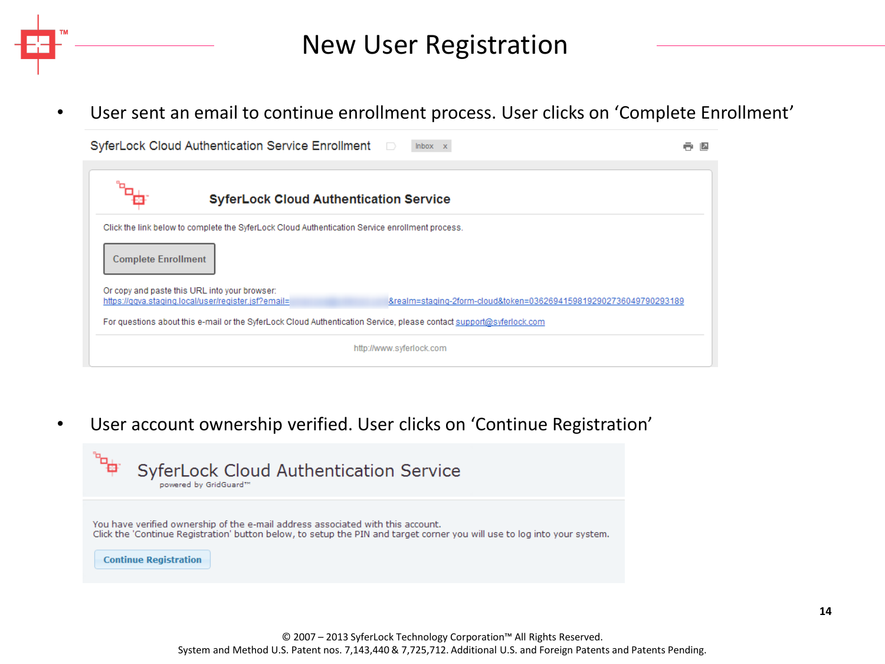# New User Registration

- User sent an email to continue enrollment process. User clicks on 'Complete Enrollment'

SyferLock Cloud Authentication Service Enrollment   Inbox x

**SyferLock Cloud Authentication Service**

Click the link below to complete the SyferLock Cloud Authentication Service enrollment process.

**Complete Enrollment**

Or copy and paste this URL into your browser:
https://qqva.staging.local/user/register.jsf?email= &realm=staging-2form-cloud&token=036269415981929027360497902931​89

For questions about this e-mail or the SyferLock Cloud Authentication Service, please contact support@syferlock.com

http://www.syferlock.com

- User account ownership verified. User clicks on 'Continue Registration'

SyferLock Cloud Authentication Service
powered by GridGuard™

You have verified ownership of the e-mail address associated with this account.
Click the 'Continue Registration' button below, to setup the PIN and target corner you will use to log into your system.

**Continue Registration**

© 2007 – 2013 SyferLock Technology Corporation™ All Rights Reserved.
System and Method U.S. Patent nos. 7,143,440 & 7,725,712. Additional U.S. and Foreign Patents and Patents Pending.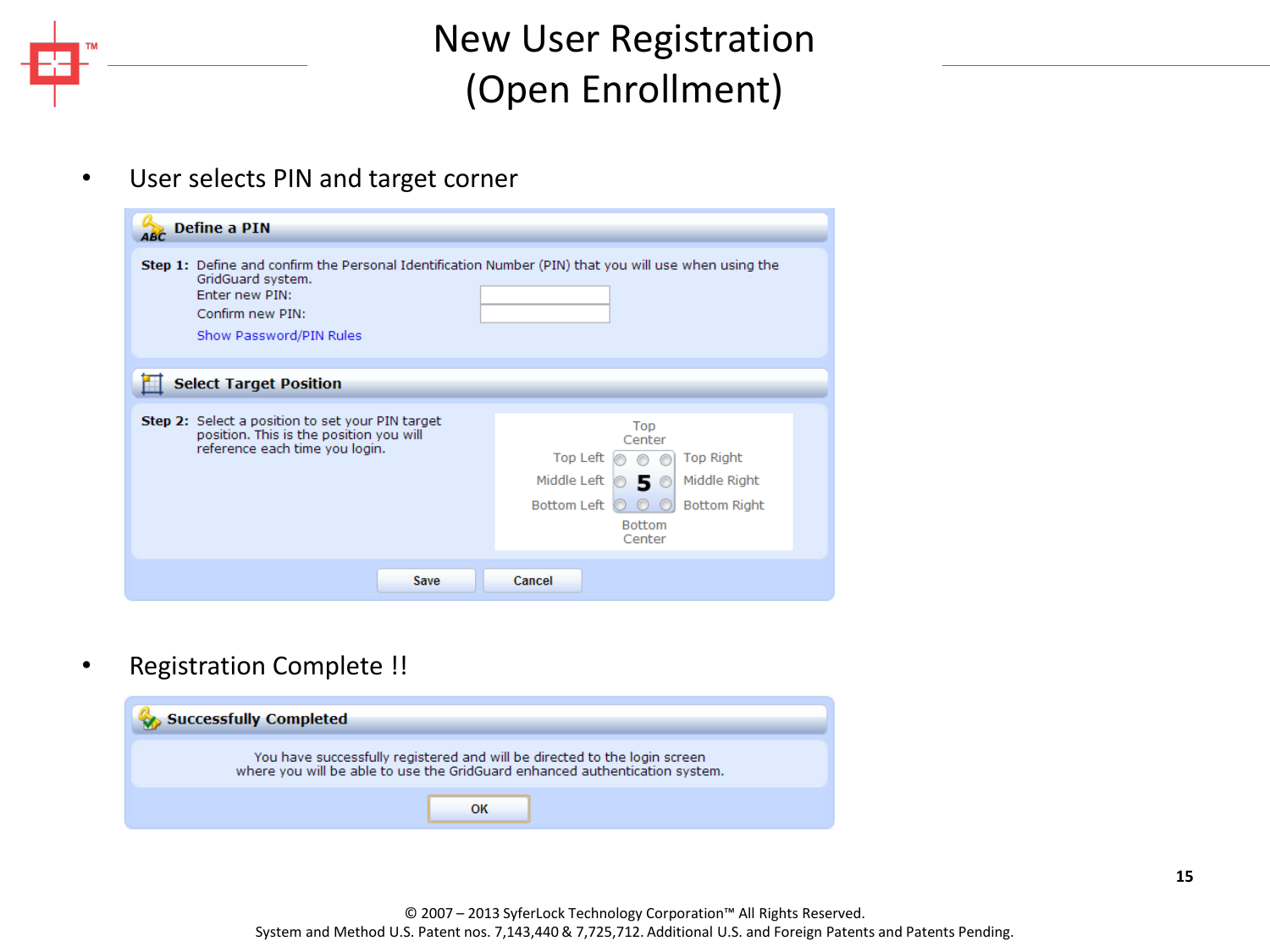# New User Registration (Open Enrollment)

- User selects PIN and target corner

**Define a PIN**

**Step 1:** Define and confirm the Personal Identification Number (PIN) that you will use when using the GridGuard system.

Enter new PIN:

Confirm new PIN:

Show Password/PIN Rules

**Select Target Position**

**Step 2:** Select a position to set your PIN target position. This is the position you will reference each time you login.

Top Center

Top Left | Top Right

Middle Left | 5 | Middle Right

Bottom Left | Bottom Right

Bottom Center

Save | Cancel

- Registration Complete !!

**Successfully Completed**

You have successfully registered and will be directed to the login screen where you will be able to use the GridGuard enhanced authentication system.

OK

© 2007 – 2013 SyferLock Technology Corporation™ All Rights Reserved.
System and Method U.S. Patent nos. 7,143,440 & 7,725,712. Additional U.S. and Foreign Patents and Patents Pending.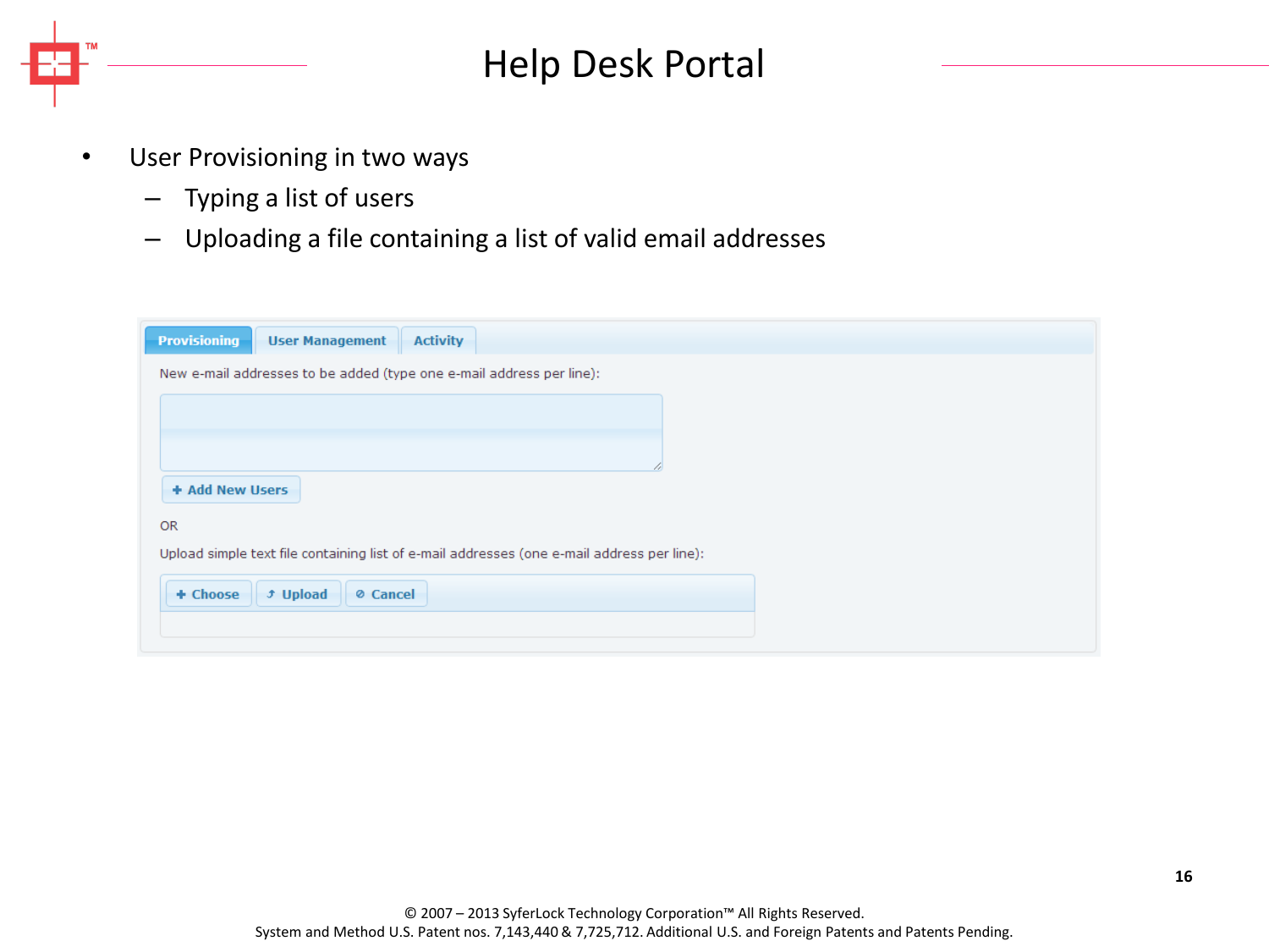# Help Desk Portal

- User Provisioning in two ways
  - Typing a list of users
  - Uploading a file containing a list of valid email addresses

Provisioning | User Management | Activity

New e-mail addresses to be added (type one e-mail address per line):

+ Add New Users

OR

Upload simple text file containing list of e-mail addresses (one e-mail address per line):

+ Choose | Upload | Cancel

© 2007 – 2013 SyferLock Technology Corporation™ All Rights Reserved.
System and Method U.S. Patent nos. 7,143,440 & 7,725,712. Additional U.S. and Foreign Patents and Patents Pending.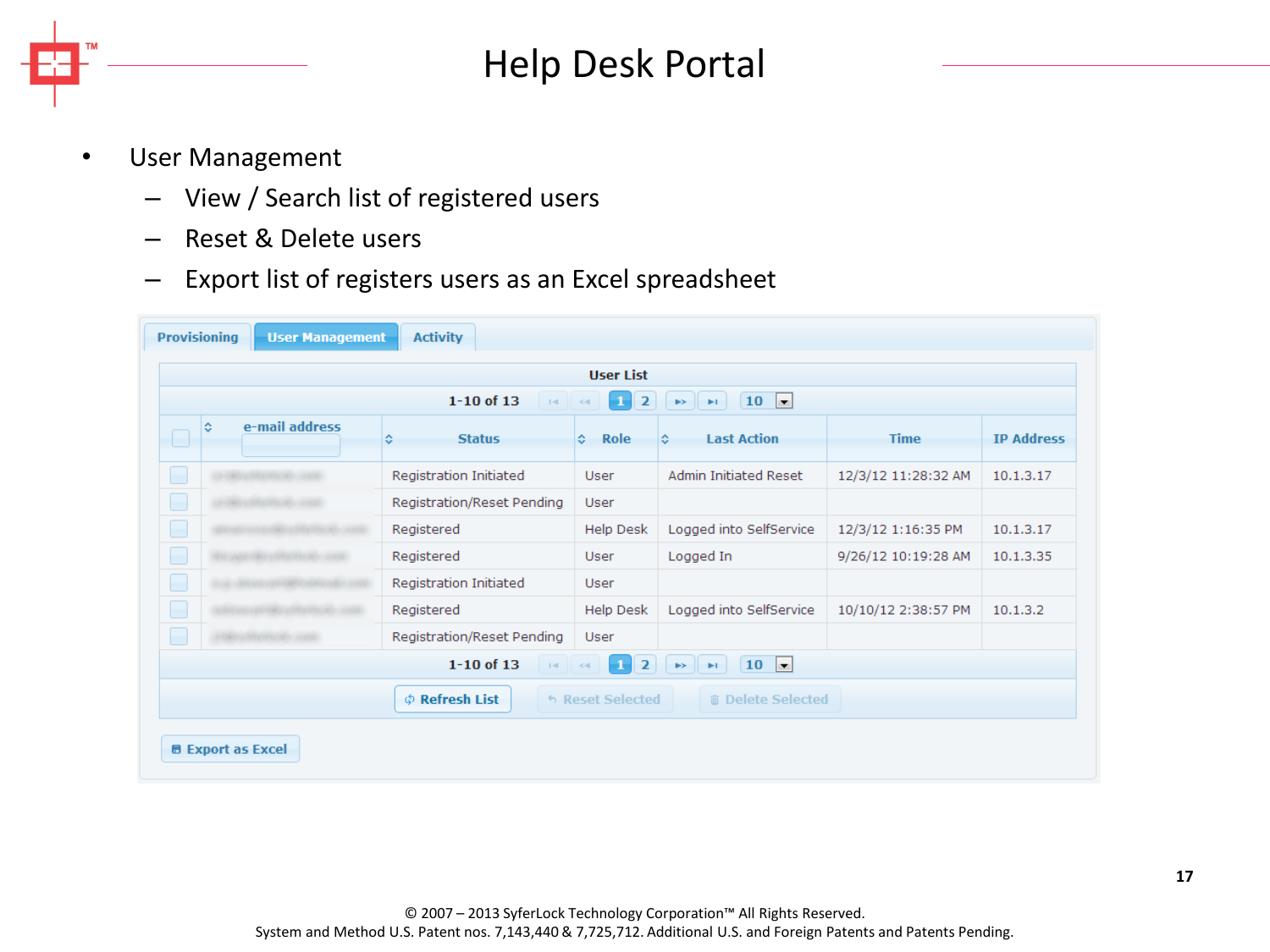# Help Desk Portal

- User Management
  - View / Search list of registered users
  - Reset & Delete users
  - Export list of registers users as an Excel spreadsheet

Provisioning | User Management | Activity

**User List**

1-10 of 13 | 1 | 2 | 10

| | e-mail address | Status | Role | Last Action | Time | IP Address |
|---|---|---|---|---|---|---|
| | | Registration Initiated | User | Admin Initiated Reset | 12/3/12 11:28:32 AM | 10.1.3.17 |
| | | Registration/Reset Pending | User | | | |
| | | Registered | Help Desk | Logged into SelfService | 12/3/12 1:16:35 PM | 10.1.3.17 |
| | | Registered | User | Logged In | 9/26/12 10:19:28 AM | 10.1.3.35 |
| | | Registration Initiated | User | | | |
| | | Registered | Help Desk | Logged into SelfService | 10/10/12 2:38:57 PM | 10.1.3.2 |
| | | Registration/Reset Pending | User | | | |

1-10 of 13 | 1 | 2 | 10

Refresh List | Reset Selected | Delete Selected

Export as Excel

© 2007 – 2013 SyferLock Technology Corporation™ All Rights Reserved.
System and Method U.S. Patent nos. 7,143,440 & 7,725,712. Additional U.S. and Foreign Patents and Patents Pending.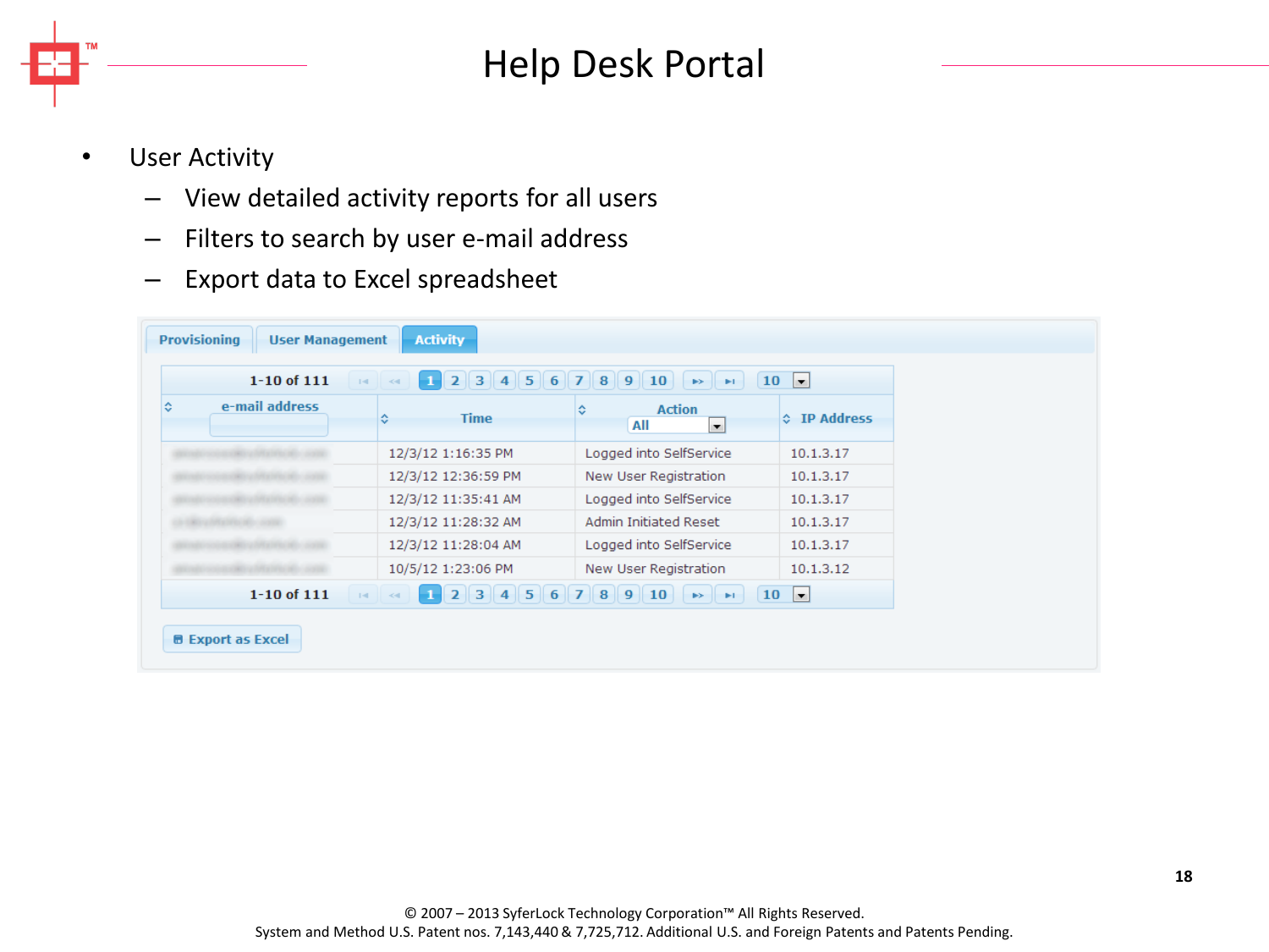# Help Desk Portal

- User Activity
  - View detailed activity reports for all users
  - Filters to search by user e-mail address
  - Export data to Excel spreadsheet

Provisioning | User Management | **Activity**

1-10 of 111 | 1 2 3 4 5 6 7 8 9 10 | 10

| e-mail address | Time | Action (All) | IP Address |
|---|---|---|---|
| | 12/3/12 1:16:35 PM | Logged into SelfService | 10.1.3.17 |
| | 12/3/12 12:36:59 PM | New User Registration | 10.1.3.17 |
| | 12/3/12 11:35:41 AM | Logged into SelfService | 10.1.3.17 |
| | 12/3/12 11:28:32 AM | Admin Initiated Reset | 10.1.3.17 |
| | 12/3/12 11:28:04 AM | Logged into SelfService | 10.1.3.17 |
| | 10/5/12 1:23:06 PM | New User Registration | 10.1.3.12 |

1-10 of 111 | 1 2 3 4 5 6 7 8 9 10 | 10

Export as Excel

© 2007 – 2013 SyferLock Technology Corporation™ All Rights Reserved.
System and Method U.S. Patent nos. 7,143,440 & 7,725,712. Additional U.S. and Foreign Patents and Patents Pending.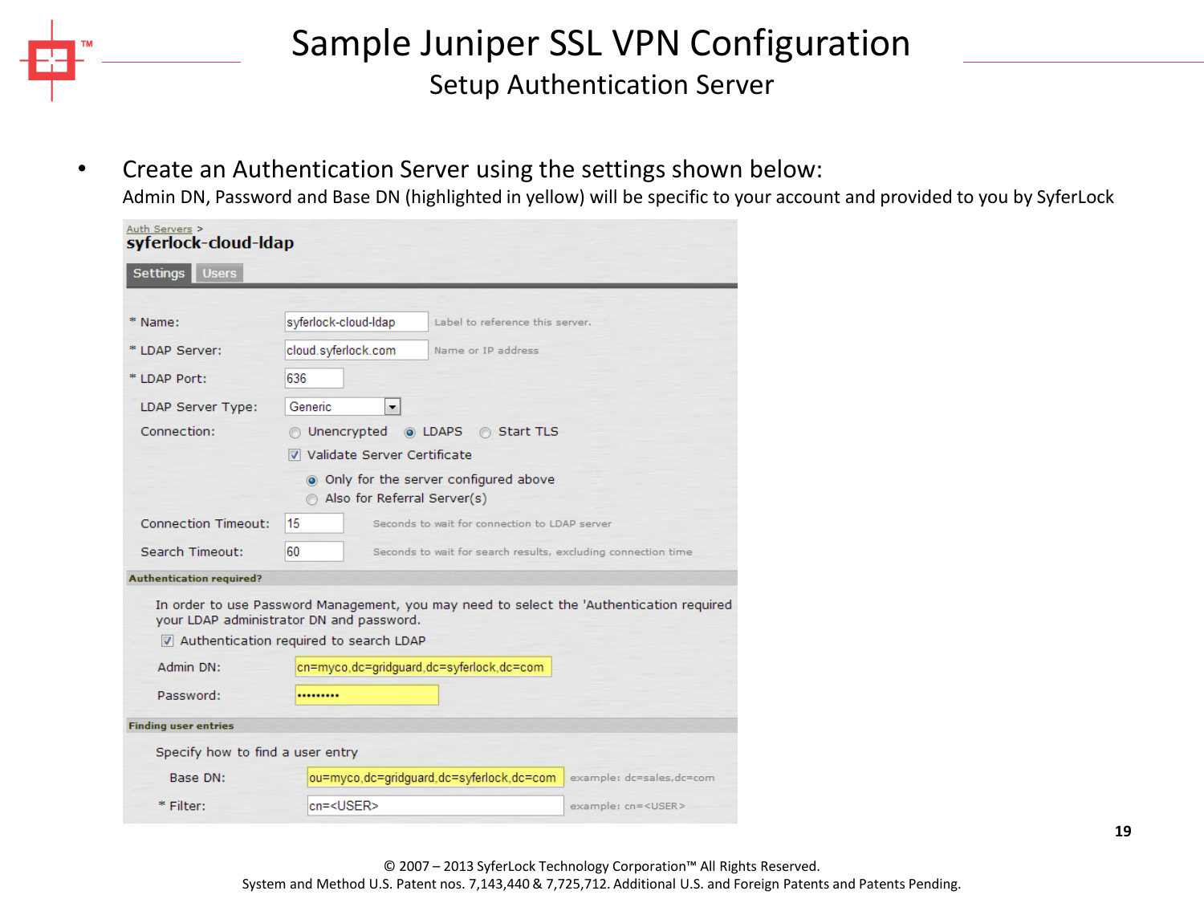# Sample Juniper SSL VPN Configuration

## Setup Authentication Server

- Create an Authentication Server using the settings shown below:

  Admin DN, Password and Base DN (highlighted in yellow) will be specific to your account and provided to you by SyferLock

Auth Servers >

**syferlock-cloud-ldap**

Settings | Users

| Field | Value | Note |
|---|---|---|
| * Name: | syferlock-cloud-ldap | Label to reference this server. |
| * LDAP Server: | cloud.syferlock.com | Name or IP address |
| * LDAP Port: | 636 | |
| LDAP Server Type: | Generic | |
| Connection: | ○ Unencrypted ◉ LDAPS ○ Start TLS | |
| | ☑ Validate Server Certificate | |
| | ◉ Only for the server configured above | |
| | ○ Also for Referral Server(s) | |
| Connection Timeout: | 15 | Seconds to wait for connection to LDAP server |
| Search Timeout: | 60 | Seconds to wait for search results, excluding connection time |

**Authentication required?**

In order to use Password Management, you may need to select the 'Authentication required your LDAP administrator DN and password.

☑ Authentication required to search LDAP

| Field | Value |
|---|---|
| Admin DN: | cn=myco,dc=gridguard,dc=syferlock,dc=com |
| Password: | ••••••••• |

**Finding user entries**

Specify how to find a user entry

| Field | Value | Note |
|---|---|---|
| Base DN: | ou=myco,dc=gridguard,dc=syferlock,dc=com | example: dc=sales,dc=com |
| * Filter: | cn=<USER> | example: cn=<USER> |

© 2007 – 2013 SyferLock Technology Corporation™ All Rights Reserved.
System and Method U.S. Patent nos. 7,143,440 & 7,725,712. Additional U.S. and Foreign Patents and Patents Pending.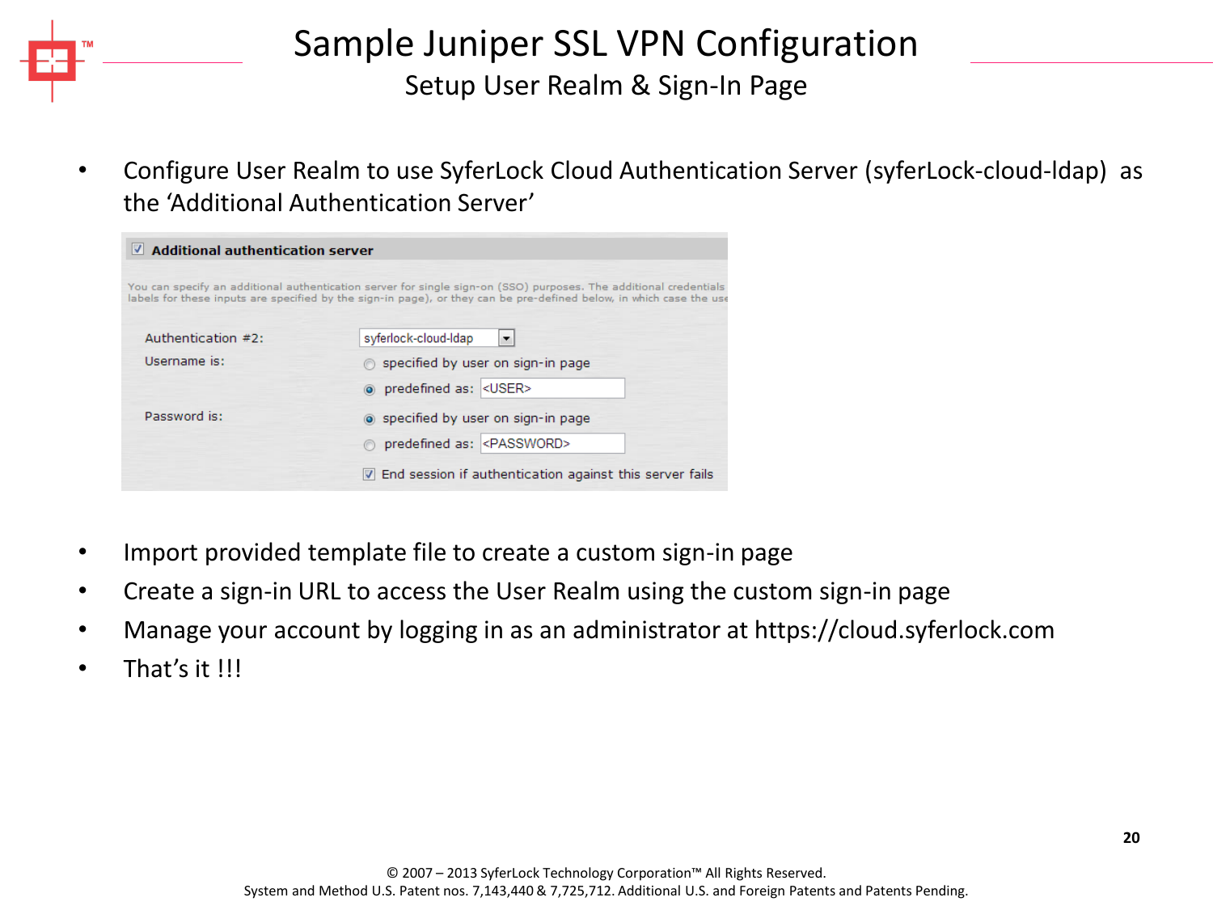# Sample Juniper SSL VPN Configuration

## Setup User Realm & Sign-In Page

- Configure User Realm to use SyferLock Cloud Authentication Server (syferLock-cloud-ldap) as the 'Additional Authentication Server'

**Additional authentication server**

You can specify an additional authentication server for single sign-on (SSO) purposes. The additional credentials labels for these inputs are specified by the sign-in page), or they can be pre-defined below, in which case the use

Authentication #2: syferlock-cloud-ldap

Username is:
- specified by user on sign-in page
- (selected) predefined as: <USER>

Password is:
- (selected) specified by user on sign-in page
- predefined as: <PASSWORD>

[x] End session if authentication against this server fails

- Import provided template file to create a custom sign-in page
- Create a sign-in URL to access the User Realm using the custom sign-in page
- Manage your account by logging in as an administrator at https://cloud.syferlock.com
- That's it !!!

© 2007 – 2013 SyferLock Technology Corporation™ All Rights Reserved.
System and Method U.S. Patent nos. 7,143,440 & 7,725,712. Additional U.S. and Foreign Patents and Patents Pending.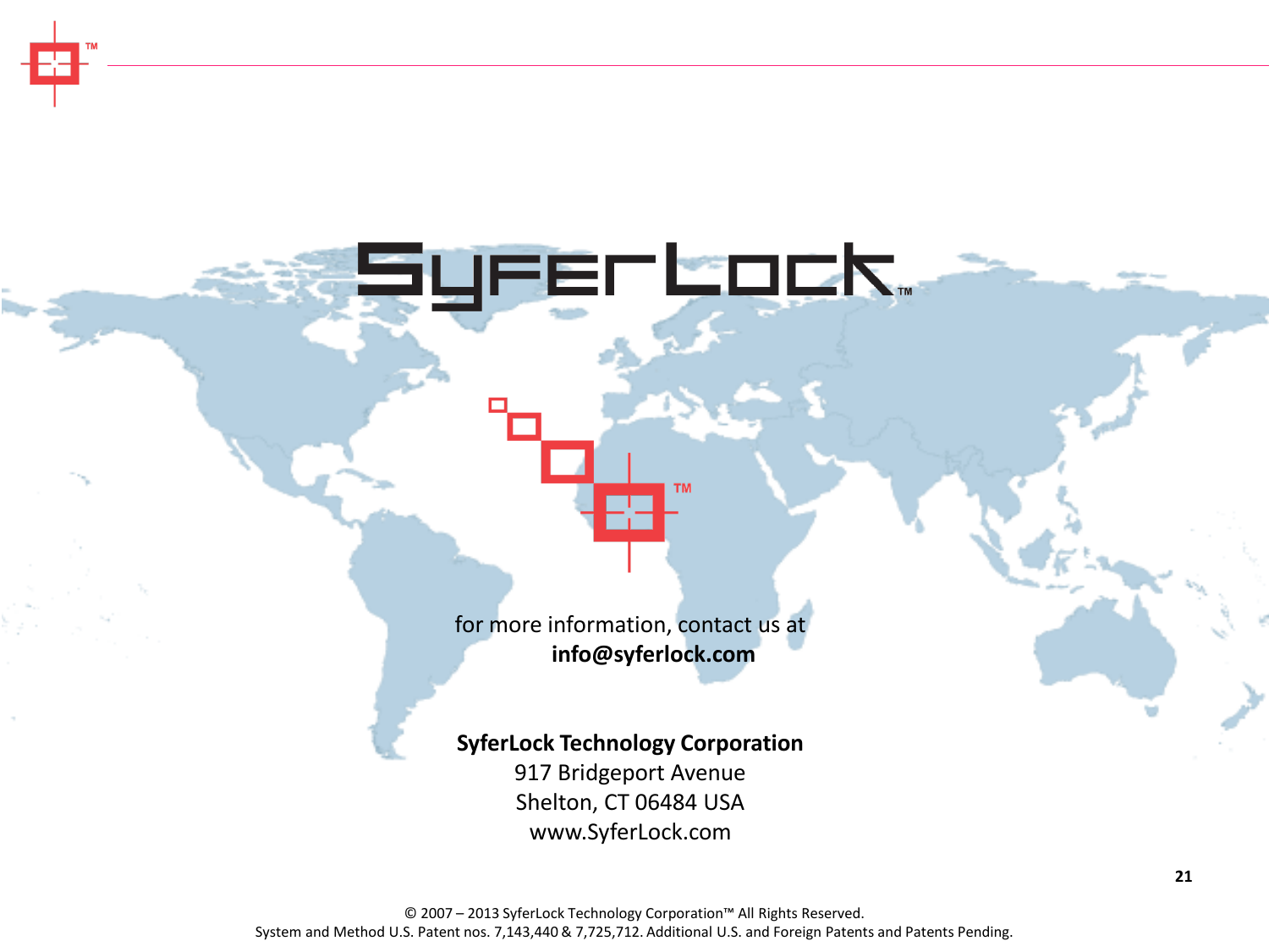# SyferLock™

for more information, contact us at

**info@syferlock.com**

**SyferLock Technology Corporation**

917 Bridgeport Avenue

Shelton, CT 06484 USA

www.SyferLock.com

© 2007 – 2013 SyferLock Technology Corporation™ All Rights Reserved.

System and Method U.S. Patent nos. 7,143,440 & 7,725,712. Additional U.S. and Foreign Patents and Patents Pending.